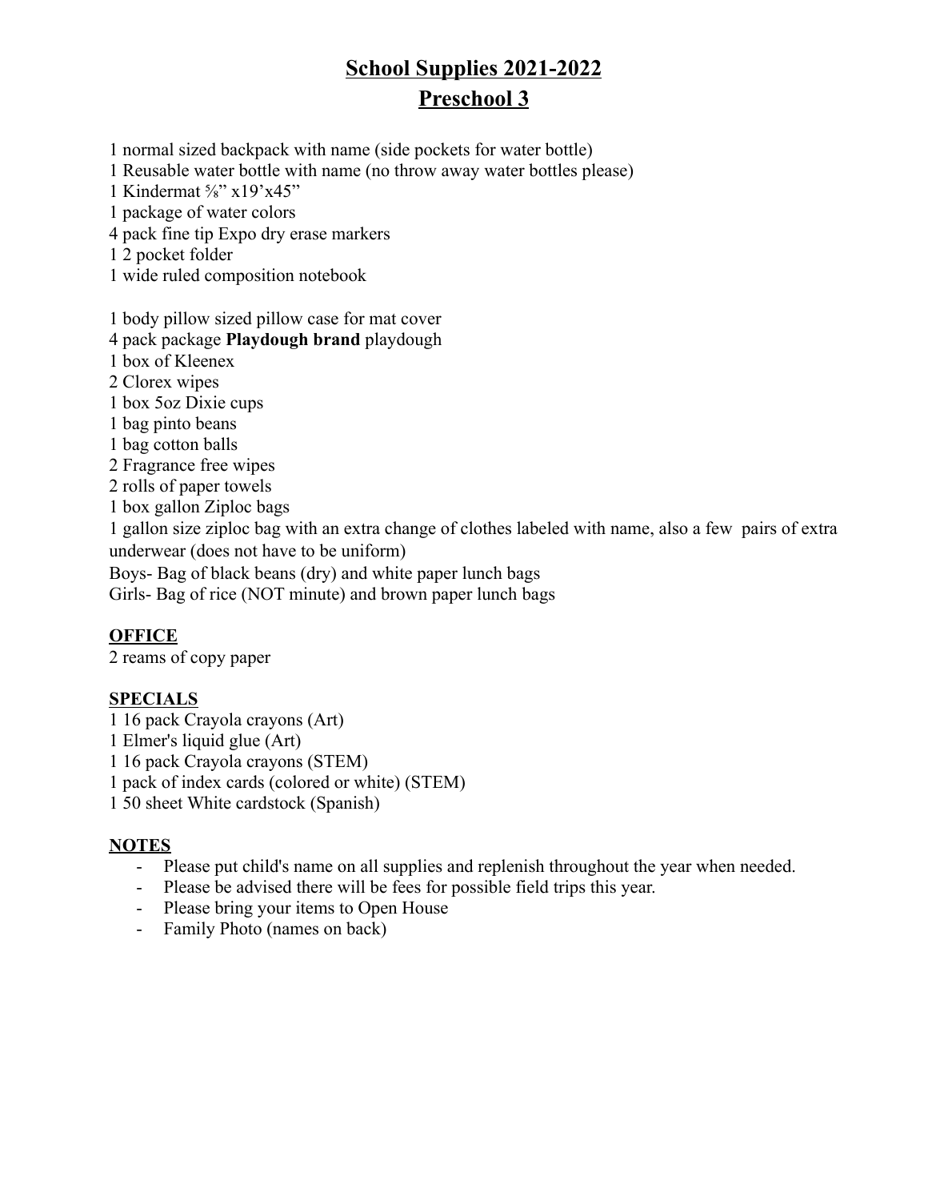# School Supplies 2021-2022

## Preschool 3

1 normal sized backpack with name (side pockets for water bottle)
1 Reusable water bottle with name (no throw away water bottles please)
1 Kindermat ⅝" x19'x45"
1 package of water colors
4 pack fine tip Expo dry erase markers
1 2 pocket folder
1 wide ruled composition notebook

1 body pillow sized pillow case for mat cover
4 pack package **Playdough brand** playdough
1 box of Kleenex
2 Clorex wipes
1 box 5oz Dixie cups
1 bag pinto beans
1 bag cotton balls
2 Fragrance free wipes
2 rolls of paper towels
1 box gallon Ziploc bags
1 gallon size ziploc bag with an extra change of clothes labeled with name, also a few pairs of extra underwear (does not have to be uniform)
Boys- Bag of black beans (dry) and white paper lunch bags
Girls- Bag of rice (NOT minute) and brown paper lunch bags

### OFFICE

2 reams of copy paper

### SPECIALS

1 16 pack Crayola crayons (Art)
1 Elmer's liquid glue (Art)
1 16 pack Crayola crayons (STEM)
1 pack of index cards (colored or white) (STEM)
1 50 sheet White cardstock (Spanish)

### NOTES

- Please put child's name on all supplies and replenish throughout the year when needed.
- Please be advised there will be fees for possible field trips this year.
- Please bring your items to Open House
- Family Photo (names on back)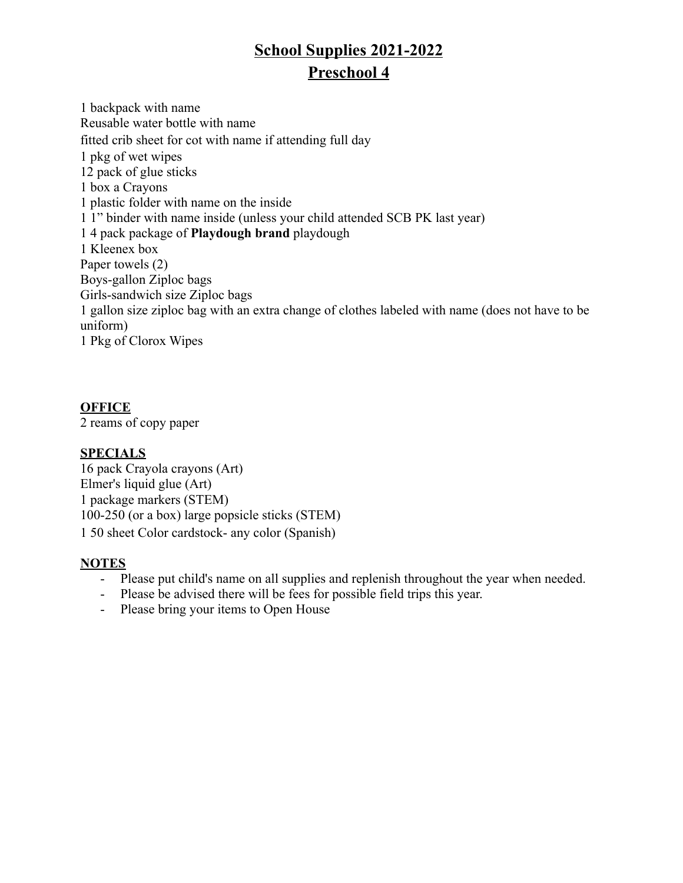# School Supplies 2021-2022

## Preschool 4

1 backpack with name
Reusable water bottle with name
fitted crib sheet for cot with name if attending full day
1 pkg of wet wipes
12 pack of glue sticks
1 box a Crayons
1 plastic folder with name on the inside
1 1" binder with name inside (unless your child attended SCB PK last year)
1 4 pack package of **Playdough brand** playdough
1 Kleenex box
Paper towels (2)
Boys-gallon Ziploc bags
Girls-sandwich size Ziploc bags
1 gallon size ziploc bag with an extra change of clothes labeled with name (does not have to be uniform)
1 Pkg of Clorox Wipes

**OFFICE**

2 reams of copy paper

**SPECIALS**

16 pack Crayola crayons (Art)
Elmer's liquid glue (Art)
1 package markers (STEM)
100-250 (or a box) large popsicle sticks (STEM)
1 50 sheet Color cardstock- any color (Spanish)

**NOTES**

- Please put child's name on all supplies and replenish throughout the year when needed.
- Please be advised there will be fees for possible field trips this year.
- Please bring your items to Open House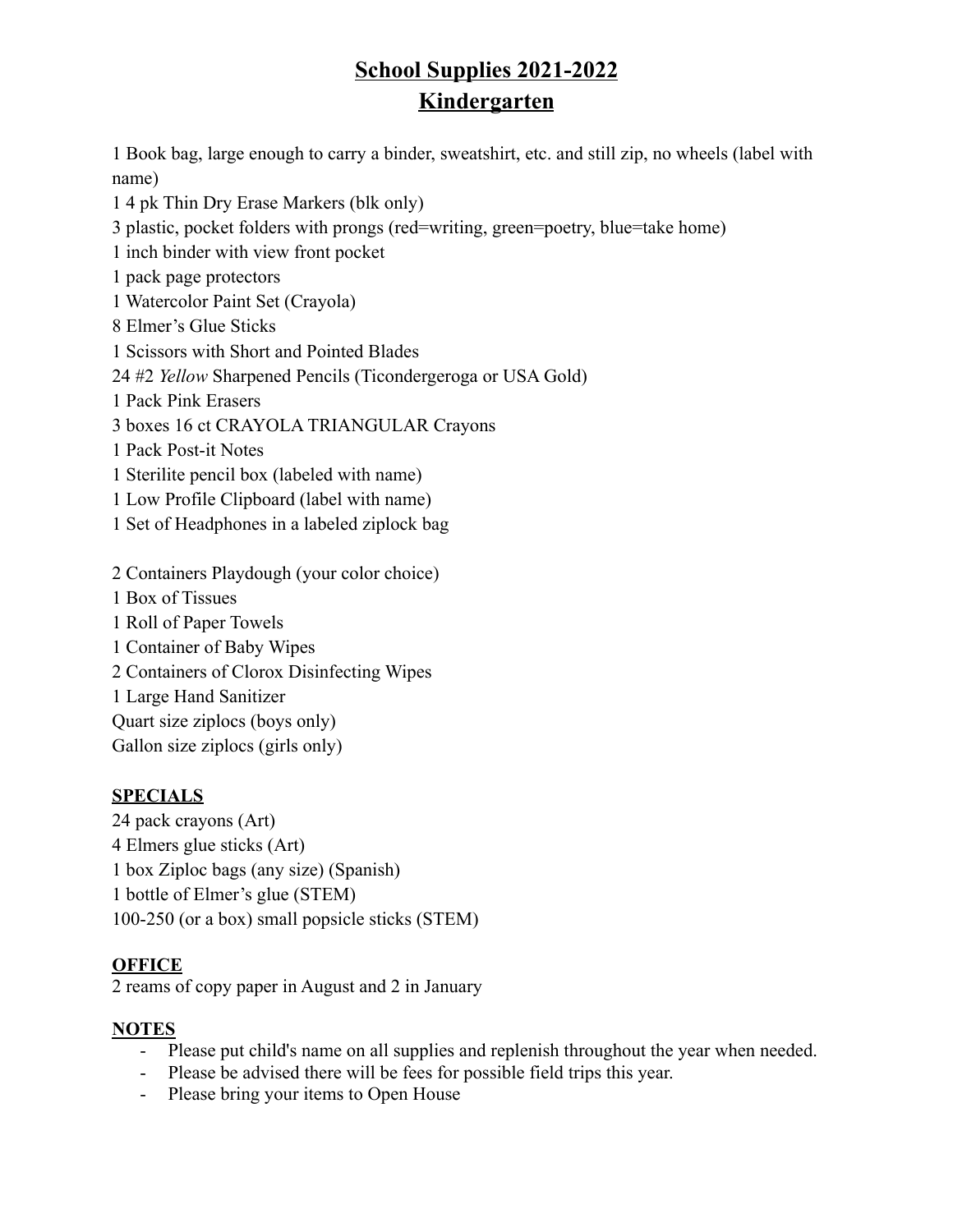# School Supplies 2021-2022

# Kindergarten

1 Book bag, large enough to carry a binder, sweatshirt, etc. and still zip, no wheels (label with name)
1 4 pk Thin Dry Erase Markers (blk only)
3 plastic, pocket folders with prongs (red=writing, green=poetry, blue=take home)
1 inch binder with view front pocket
1 pack page protectors
1 Watercolor Paint Set (Crayola)
8 Elmer's Glue Sticks
1 Scissors with Short and Pointed Blades
24 #2 *Yellow* Sharpened Pencils (Ticondergeroga or USA Gold)
1 Pack Pink Erasers
3 boxes 16 ct CRAYOLA TRIANGULAR Crayons
1 Pack Post-it Notes
1 Sterilite pencil box (labeled with name)
1 Low Profile Clipboard (label with name)
1 Set of Headphones in a labeled ziplock bag

2 Containers Playdough (your color choice)
1 Box of Tissues
1 Roll of Paper Towels
1 Container of Baby Wipes
2 Containers of Clorox Disinfecting Wipes
1 Large Hand Sanitizer
Quart size ziplocs (boys only)
Gallon size ziplocs (girls only)

**SPECIALS**

24 pack crayons (Art)
4 Elmers glue sticks (Art)
1 box Ziploc bags (any size) (Spanish)
1 bottle of Elmer's glue (STEM)
100-250 (or a box) small popsicle sticks (STEM)

**OFFICE**

2 reams of copy paper in August and 2 in January

**NOTES**

- Please put child's name on all supplies and replenish throughout the year when needed.
- Please be advised there will be fees for possible field trips this year.
- Please bring your items to Open House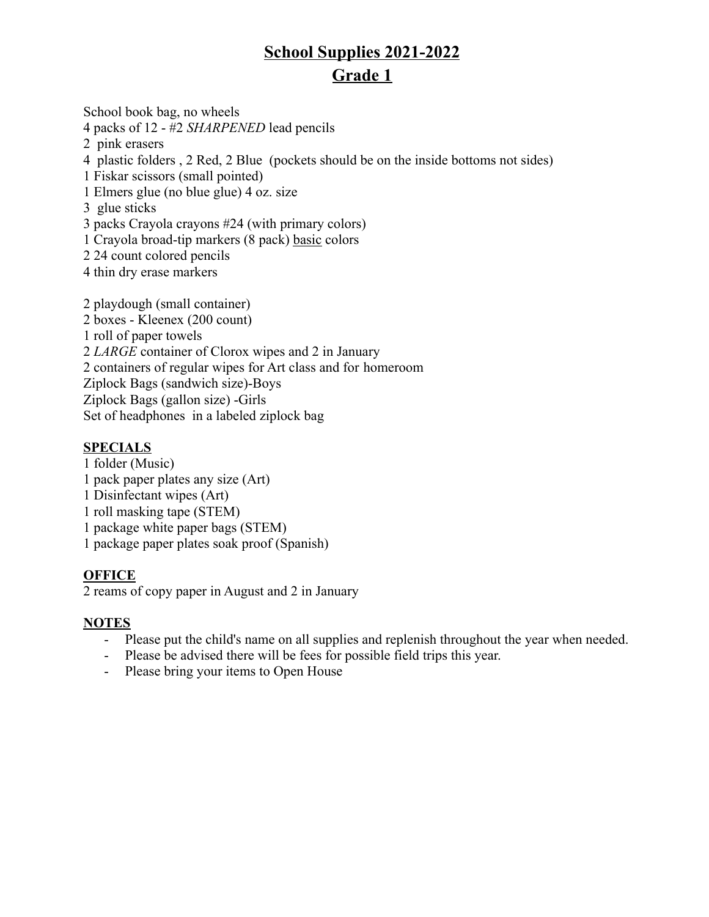# <u>School Supplies 2021-2022</u>

## <u>Grade 1</u>

School book bag, no wheels
4 packs of 12 - #2 *SHARPENED* lead pencils
2 pink erasers
4 plastic folders , 2 Red, 2 Blue (pockets should be on the inside bottoms not sides)
1 Fiskar scissors (small pointed)
1 Elmers glue (no blue glue) 4 oz. size
3 glue sticks
3 packs Crayola crayons #24 (with primary colors)
1 Crayola broad-tip markers (8 pack) <u>basic</u> colors
2 24 count colored pencils
4 thin dry erase markers

2 playdough (small container)
2 boxes - Kleenex (200 count)
1 roll of paper towels
2 *LARGE* container of Clorox wipes and 2 in January
2 containers of regular wipes for Art class and for homeroom
Ziplock Bags (sandwich size)-Boys
Ziplock Bags (gallon size) -Girls
Set of headphones in a labeled ziplock bag

**<u>SPECIALS</u>**

1 folder (Music)
1 pack paper plates any size (Art)
1 Disinfectant wipes (Art)
1 roll masking tape (STEM)
1 package white paper bags (STEM)
1 package paper plates soak proof (Spanish)

**<u>OFFICE</u>**

2 reams of copy paper in August and 2 in January

**<u>NOTES</u>**

- Please put the child's name on all supplies and replenish throughout the year when needed.
- Please be advised there will be fees for possible field trips this year.
- Please bring your items to Open House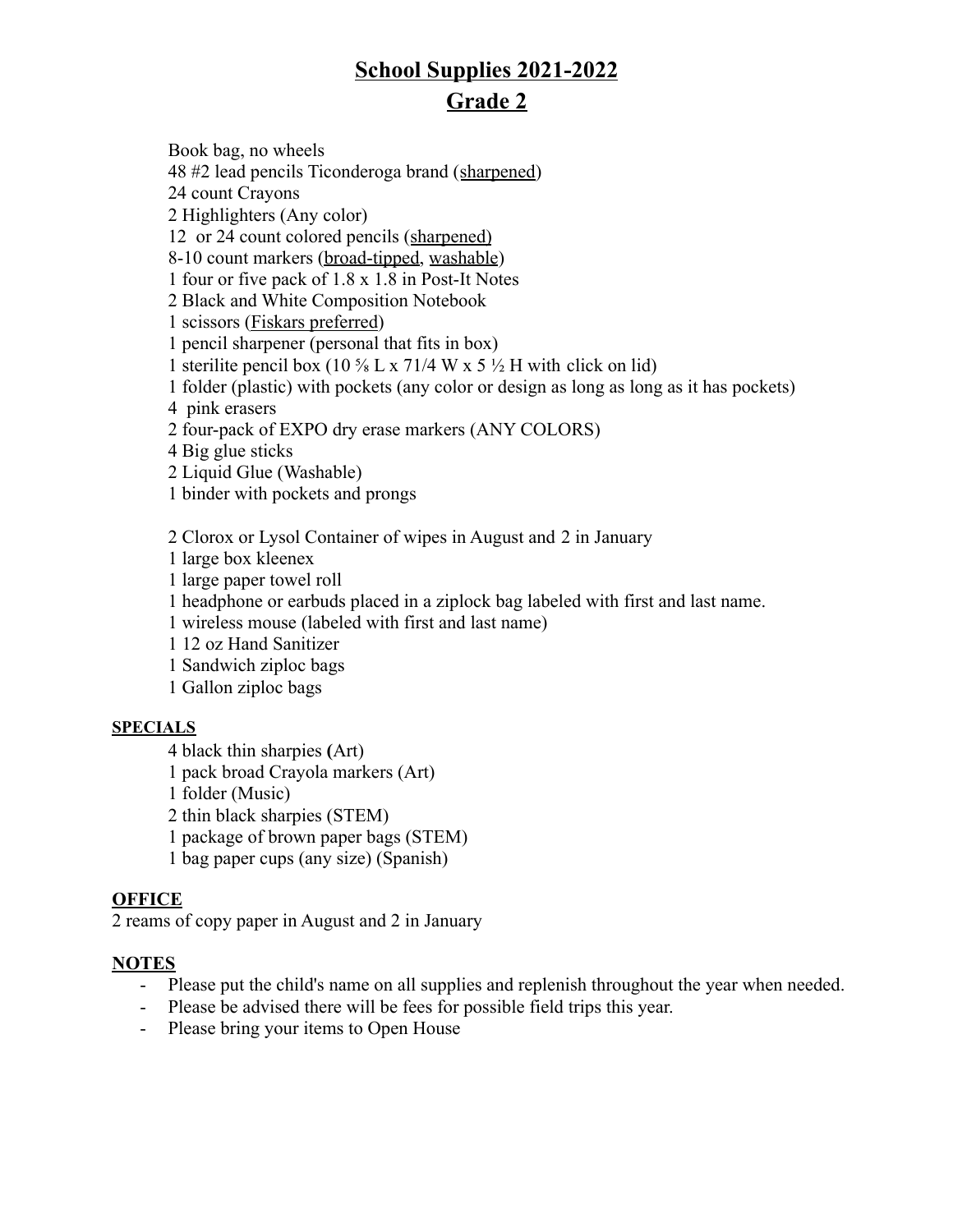# <u>School Supplies 2021-2022</u>

## <u>Grade 2</u>

Book bag, no wheels
48 #2 lead pencils Ticonderoga brand (<u>sharpened</u>)
24 count Crayons
2 Highlighters (Any color)
12 or 24 count colored pencils (<u>sharpened)</u>
8-10 count markers (<u>broad-tipped</u>, <u>washable</u>)
1 four or five pack of 1.8 x 1.8 in Post-It Notes
2 Black and White Composition Notebook
1 scissors (<u>Fiskars preferred</u>)
1 pencil sharpener (personal that fits in box)
1 sterilite pencil box (10 ⅝ L x 71/4 W x 5 ½ H with click on lid)
1 folder (plastic) with pockets (any color or design as long as long as it has pockets)
4 pink erasers
2 four-pack of EXPO dry erase markers (ANY COLORS)
4 Big glue sticks
2 Liquid Glue (Washable)
1 binder with pockets and prongs

2 Clorox or Lysol Container of wipes in August and 2 in January
1 large box kleenex
1 large paper towel roll
1 headphone or earbuds placed in a ziplock bag labeled with first and last name.
1 wireless mouse (labeled with first and last name)
1 12 oz Hand Sanitizer
1 Sandwich ziploc bags
1 Gallon ziploc bags

**<u>SPECIALS</u>**

4 black thin sharpies **(**Art)
1 pack broad Crayola markers (Art)
1 folder (Music)
2 thin black sharpies (STEM)
1 package of brown paper bags (STEM)
1 bag paper cups (any size) (Spanish)

**<u>OFFICE</u>**

2 reams of copy paper in August and 2 in January

**<u>NOTES</u>**

- Please put the child's name on all supplies and replenish throughout the year when needed.
- Please be advised there will be fees for possible field trips this year.
- Please bring your items to Open House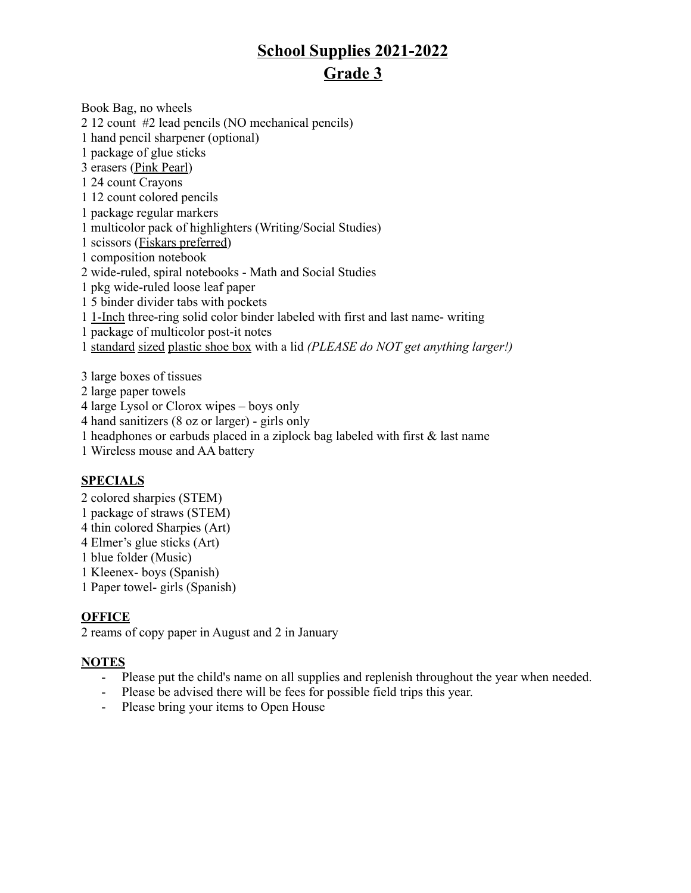# School Supplies 2021-2022

## Grade 3

Book Bag, no wheels
2 12 count #2 lead pencils (NO mechanical pencils)
1 hand pencil sharpener (optional)
1 package of glue sticks
3 erasers (Pink Pearl)
1 24 count Crayons
1 12 count colored pencils
1 package regular markers
1 multicolor pack of highlighters (Writing/Social Studies)
1 scissors (Fiskars preferred)
1 composition notebook
2 wide-ruled, spiral notebooks - Math and Social Studies
1 pkg wide-ruled loose leaf paper
1 5 binder divider tabs with pockets
1 1-Inch three-ring solid color binder labeled with first and last name- writing
1 package of multicolor post-it notes
1 standard sized plastic shoe box with a lid *(PLEASE do NOT get anything larger!)*

3 large boxes of tissues
2 large paper towels
4 large Lysol or Clorox wipes – boys only
4 hand sanitizers (8 oz or larger) - girls only
1 headphones or earbuds placed in a ziplock bag labeled with first & last name
1 Wireless mouse and AA battery

**SPECIALS**

2 colored sharpies (STEM)
1 package of straws (STEM)
4 thin colored Sharpies (Art)
4 Elmer's glue sticks (Art)
1 blue folder (Music)
1 Kleenex- boys (Spanish)
1 Paper towel- girls (Spanish)

**OFFICE**

2 reams of copy paper in August and 2 in January

**NOTES**

- Please put the child's name on all supplies and replenish throughout the year when needed.
- Please be advised there will be fees for possible field trips this year.
- Please bring your items to Open House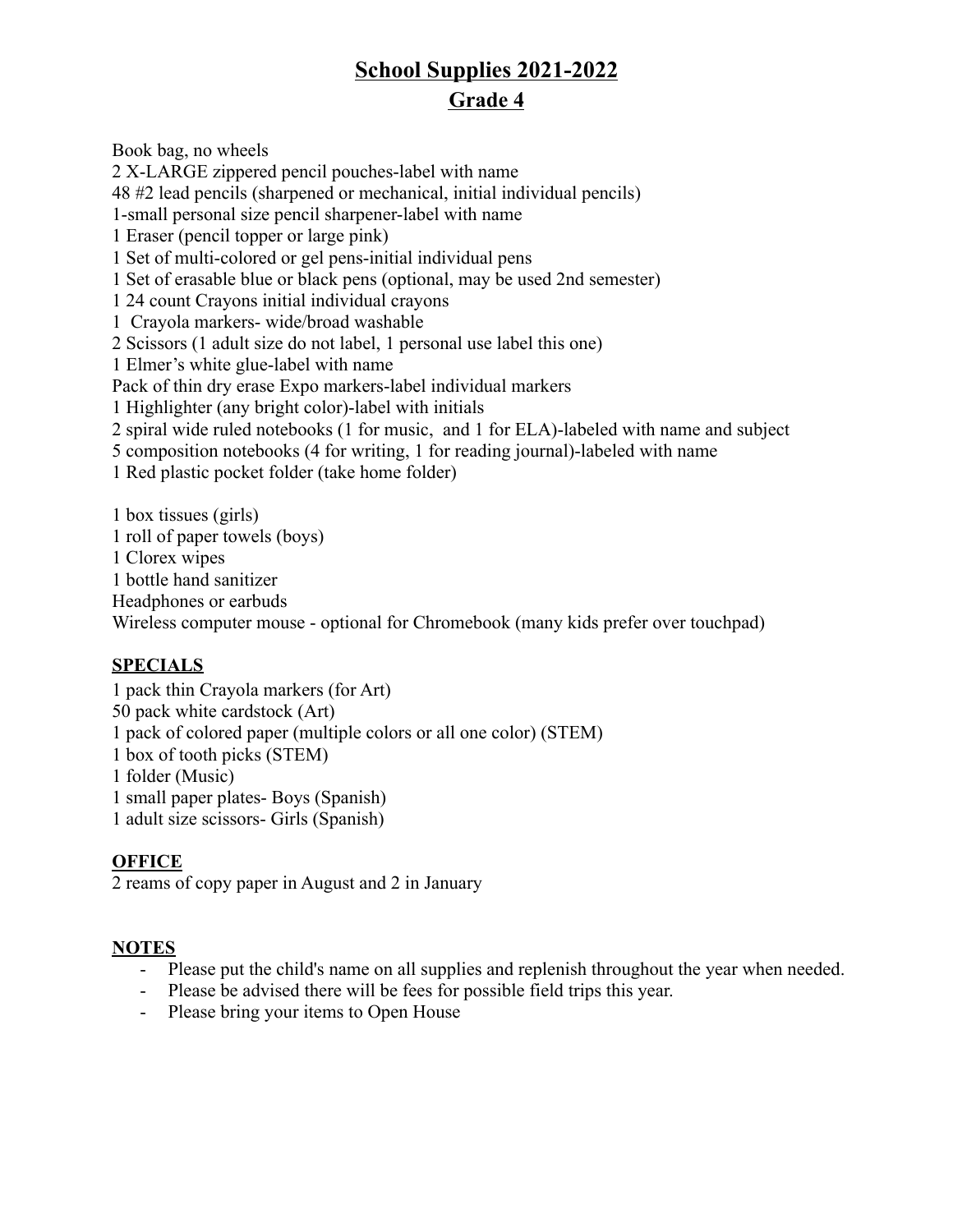# School Supplies 2021-2022

## Grade 4

Book bag, no wheels
2 X-LARGE zippered pencil pouches-label with name
48 #2 lead pencils (sharpened or mechanical, initial individual pencils)
1-small personal size pencil sharpener-label with name
1 Eraser (pencil topper or large pink)
1 Set of multi-colored or gel pens-initial individual pens
1 Set of erasable blue or black pens (optional, may be used 2nd semester)
1 24 count Crayons initial individual crayons
1 Crayola markers- wide/broad washable
2 Scissors (1 adult size do not label, 1 personal use label this one)
1 Elmer's white glue-label with name
Pack of thin dry erase Expo markers-label individual markers
1 Highlighter (any bright color)-label with initials
2 spiral wide ruled notebooks (1 for music, and 1 for ELA)-labeled with name and subject
5 composition notebooks (4 for writing, 1 for reading journal)-labeled with name
1 Red plastic pocket folder (take home folder)

1 box tissues (girls)
1 roll of paper towels (boys)
1 Clorex wipes
1 bottle hand sanitizer
Headphones or earbuds
Wireless computer mouse - optional for Chromebook (many kids prefer over touchpad)

**SPECIALS**

1 pack thin Crayola markers (for Art)
50 pack white cardstock (Art)
1 pack of colored paper (multiple colors or all one color) (STEM)
1 box of tooth picks (STEM)
1 folder (Music)
1 small paper plates- Boys (Spanish)
1 adult size scissors- Girls (Spanish)

**OFFICE**

2 reams of copy paper in August and 2 in January

**NOTES**

- Please put the child's name on all supplies and replenish throughout the year when needed.
- Please be advised there will be fees for possible field trips this year.
- Please bring your items to Open House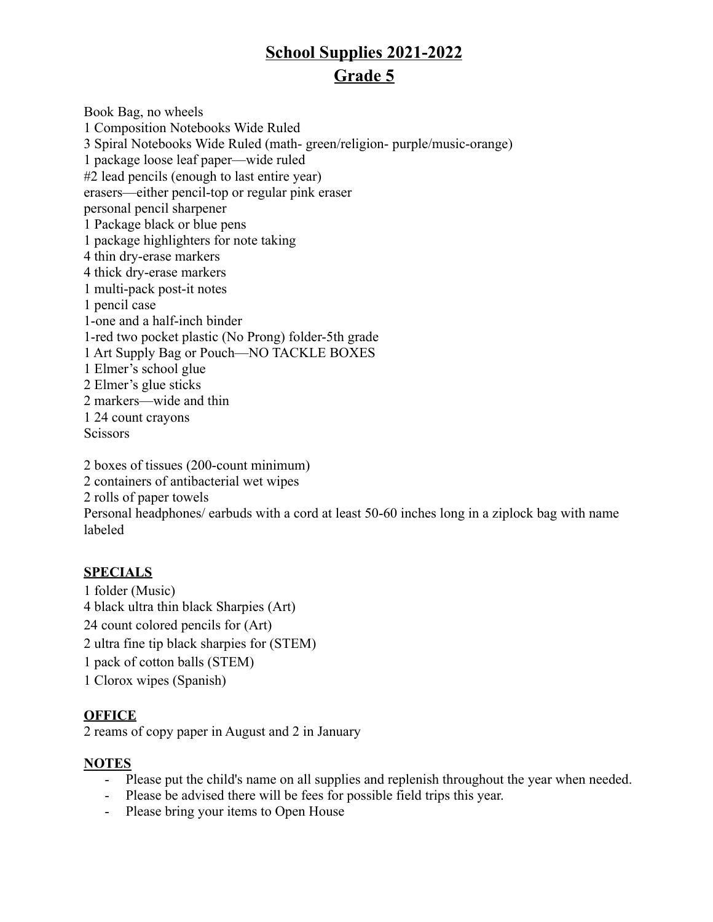# School Supplies 2021-2022

## Grade 5

Book Bag, no wheels
1 Composition Notebooks Wide Ruled
3 Spiral Notebooks Wide Ruled (math- green/religion- purple/music-orange)
1 package loose leaf paper—wide ruled
#2 lead pencils (enough to last entire year)
erasers—either pencil-top or regular pink eraser
personal pencil sharpener
1 Package black or blue pens
1 package highlighters for note taking
4 thin dry-erase markers
4 thick dry-erase markers
1 multi-pack post-it notes
1 pencil case
1-one and a half-inch binder
1-red two pocket plastic (No Prong) folder-5th grade
1 Art Supply Bag or Pouch—NO TACKLE BOXES
1 Elmer's school glue
2 Elmer's glue sticks
2 markers—wide and thin
1 24 count crayons
Scissors

2 boxes of tissues (200-count minimum)
2 containers of antibacterial wet wipes
2 rolls of paper towels
Personal headphones/ earbuds with a cord at least 50-60 inches long in a ziplock bag with name labeled

**SPECIALS**

1 folder (Music)
4 black ultra thin black Sharpies (Art)
24 count colored pencils for (Art)
2 ultra fine tip black sharpies for (STEM)
1 pack of cotton balls (STEM)
1 Clorox wipes (Spanish)

**OFFICE**

2 reams of copy paper in August and 2 in January

**NOTES**

- Please put the child's name on all supplies and replenish throughout the year when needed.
- Please be advised there will be fees for possible field trips this year.
- Please bring your items to Open House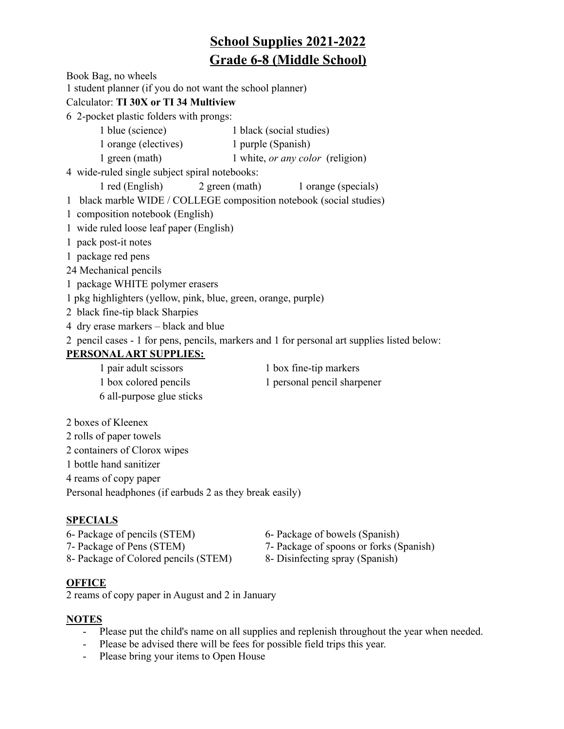# School Supplies 2021-2022
# Grade 6-8 (Middle School)

Book Bag, no wheels
1 student planner (if you do not want the school planner)
Calculator: **TI 30X or TI 34 Multiview**
6 2-pocket plastic folders with prongs:

- 1 blue (science)
- 1 black (social studies)
- 1 orange (electives)
- 1 purple (Spanish)
- 1 green (math)
- 1 white, *or any color* (religion)

4 wide-ruled single subject spiral notebooks:

- 1 red (English)
- 2 green (math)
- 1 orange (specials)

1 black marble WIDE / COLLEGE composition notebook (social studies)
1 composition notebook (English)
1 wide ruled loose leaf paper (English)
1 pack post-it notes
1 package red pens
24 Mechanical pencils
1 package WHITE polymer erasers
1 pkg highlighters (yellow, pink, blue, green, orange, purple)
2 black fine-tip black Sharpies
4 dry erase markers – black and blue
2 pencil cases - 1 for pens, pencils, markers and 1 for personal art supplies listed below:

**PERSONAL ART SUPPLIES:**

- 1 pair adult scissors
- 1 box fine-tip markers
- 1 box colored pencils
- 1 personal pencil sharpener
- 6 all-purpose glue sticks

2 boxes of Kleenex
2 rolls of paper towels
2 containers of Clorox wipes
1 bottle hand sanitizer
4 reams of copy paper
Personal headphones (if earbuds 2 as they break easily)

**SPECIALS**

6- Package of pencils (STEM)
7- Package of Pens (STEM)
8- Package of Colored pencils (STEM)
6- Package of bowels (Spanish)
7- Package of spoons or forks (Spanish)
8- Disinfecting spray (Spanish)

**OFFICE**

2 reams of copy paper in August and 2 in January

**NOTES**

- Please put the child's name on all supplies and replenish throughout the year when needed.
- Please be advised there will be fees for possible field trips this year.
- Please bring your items to Open House